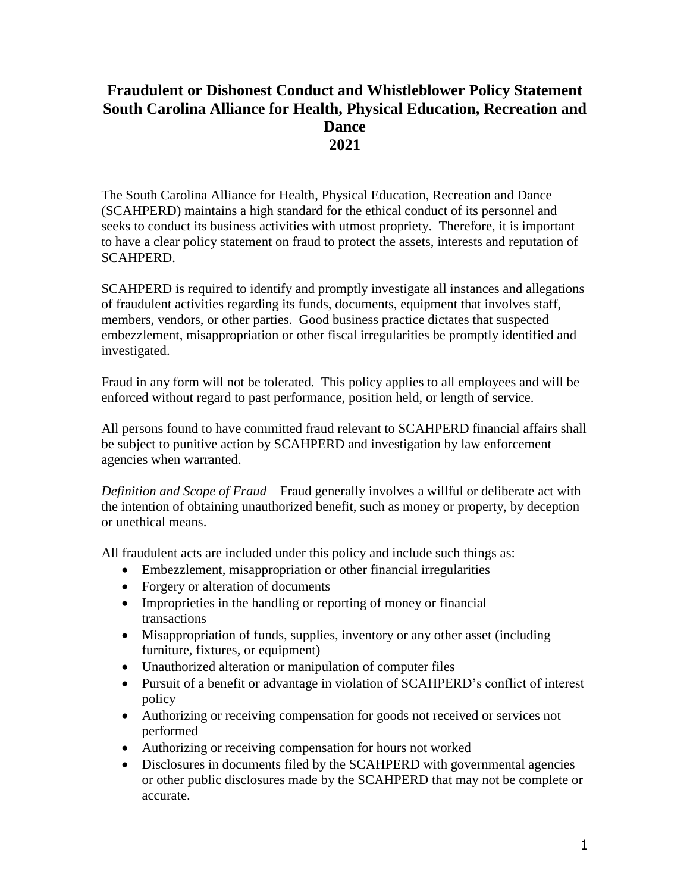# Fraudulent or Dishonest Conduct and Whistleblower Policy Statement South Carolina Alliance for Health, Physical Education, Recreation and Dance 2021

The South Carolina Alliance for Health, Physical Education, Recreation and Dance (SCAHPERD) maintains a high standard for the ethical conduct of its personnel and seeks to conduct its business activities with utmost propriety. Therefore, it is important to have a clear policy statement on fraud to protect the assets, interests and reputation of SCAHPERD.

SCAHPERD is required to identify and promptly investigate all instances and allegations of fraudulent activities regarding its funds, documents, equipment that involves staff, members, vendors, or other parties. Good business practice dictates that suspected embezzlement, misappropriation or other fiscal irregularities be promptly identified and investigated.

Fraud in any form will not be tolerated. This policy applies to all employees and will be enforced without regard to past performance, position held, or length of service.

All persons found to have committed fraud relevant to SCAHPERD financial affairs shall be subject to punitive action by SCAHPERD and investigation by law enforcement agencies when warranted.

*Definition and Scope of Fraud*—Fraud generally involves a willful or deliberate act with the intention of obtaining unauthorized benefit, such as money or property, by deception or unethical means.

All fraudulent acts are included under this policy and include such things as:

- Embezzlement, misappropriation or other financial irregularities
- Forgery or alteration of documents
- Improprieties in the handling or reporting of money or financial transactions
- Misappropriation of funds, supplies, inventory or any other asset (including furniture, fixtures, or equipment)
- Unauthorized alteration or manipulation of computer files
- Pursuit of a benefit or advantage in violation of SCAHPERD's conflict of interest policy
- Authorizing or receiving compensation for goods not received or services not performed
- Authorizing or receiving compensation for hours not worked
- Disclosures in documents filed by the SCAHPERD with governmental agencies or other public disclosures made by the SCAHPERD that may not be complete or accurate.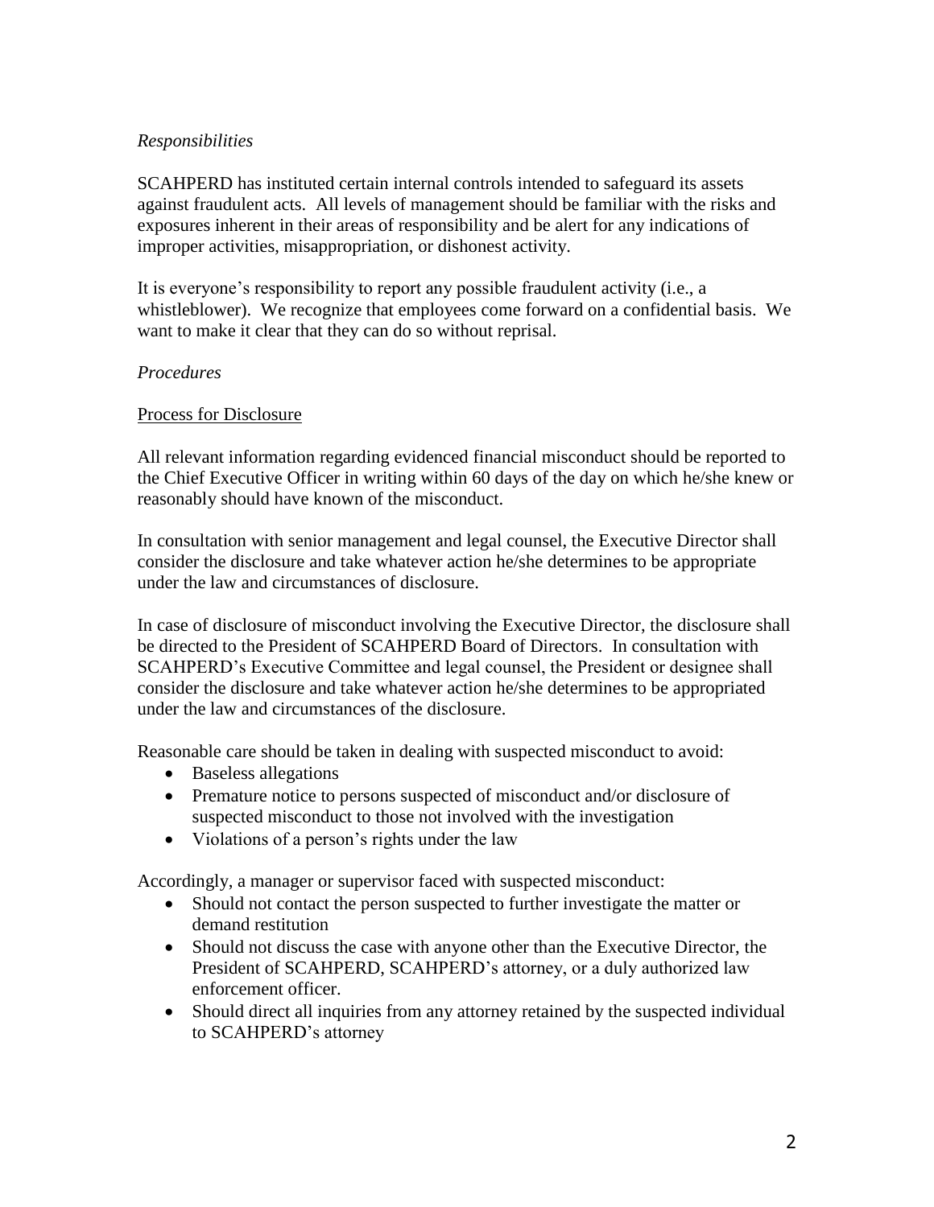*Responsibilities*

SCAHPERD has instituted certain internal controls intended to safeguard its assets against fraudulent acts. All levels of management should be familiar with the risks and exposures inherent in their areas of responsibility and be alert for any indications of improper activities, misappropriation, or dishonest activity.

It is everyone's responsibility to report any possible fraudulent activity (i.e., a whistleblower). We recognize that employees come forward on a confidential basis. We want to make it clear that they can do so without reprisal.

*Procedures*

Process for Disclosure

All relevant information regarding evidenced financial misconduct should be reported to the Chief Executive Officer in writing within 60 days of the day on which he/she knew or reasonably should have known of the misconduct.

In consultation with senior management and legal counsel, the Executive Director shall consider the disclosure and take whatever action he/she determines to be appropriate under the law and circumstances of disclosure.

In case of disclosure of misconduct involving the Executive Director, the disclosure shall be directed to the President of SCAHPERD Board of Directors. In consultation with SCAHPERD's Executive Committee and legal counsel, the President or designee shall consider the disclosure and take whatever action he/she determines to be appropriated under the law and circumstances of the disclosure.

Reasonable care should be taken in dealing with suspected misconduct to avoid:

- Baseless allegations
- Premature notice to persons suspected of misconduct and/or disclosure of suspected misconduct to those not involved with the investigation
- Violations of a person's rights under the law

Accordingly, a manager or supervisor faced with suspected misconduct:

- Should not contact the person suspected to further investigate the matter or demand restitution
- Should not discuss the case with anyone other than the Executive Director, the President of SCAHPERD, SCAHPERD's attorney, or a duly authorized law enforcement officer.
- Should direct all inquiries from any attorney retained by the suspected individual to SCAHPERD's attorney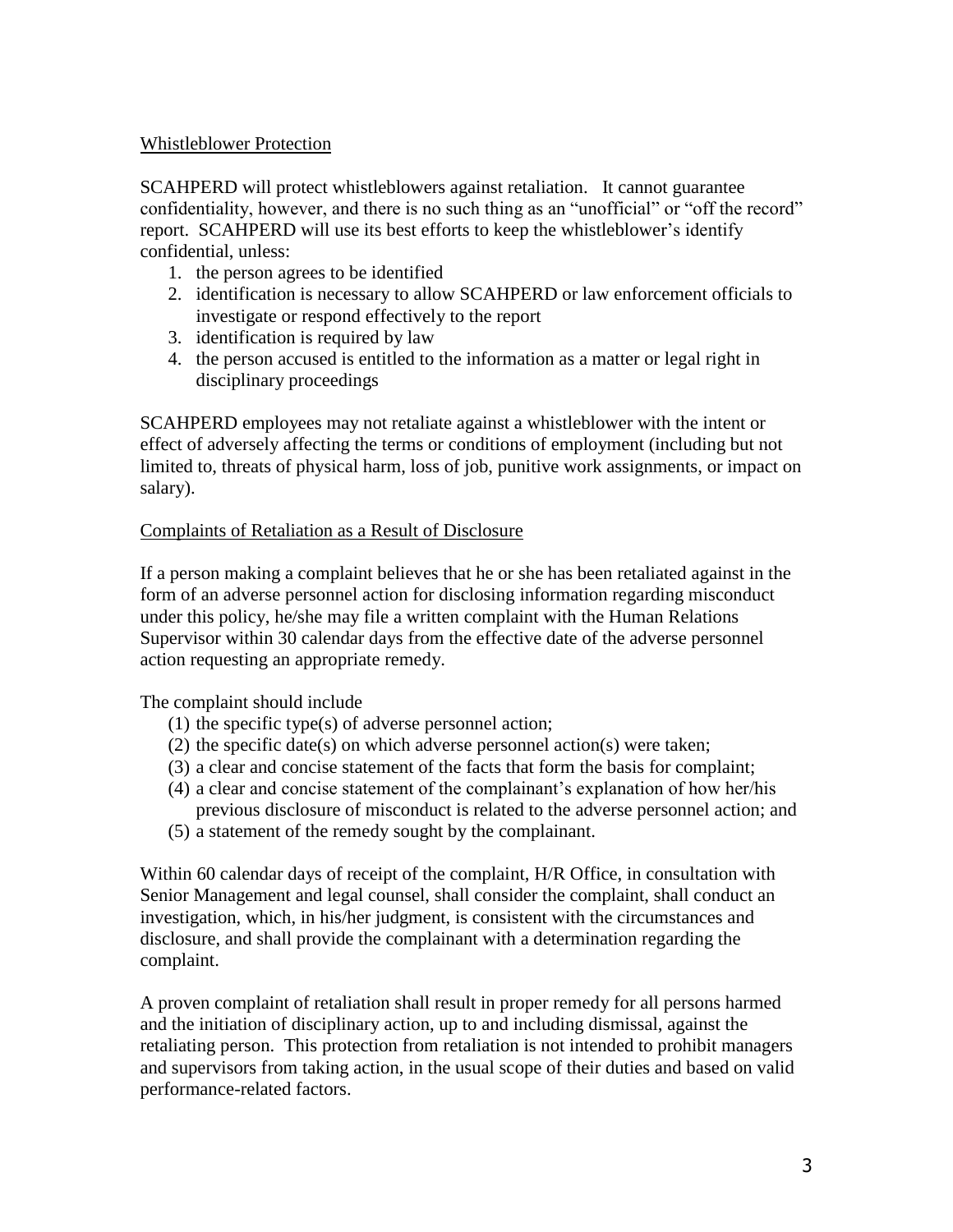## Whistleblower Protection

SCAHPERD will protect whistleblowers against retaliation. It cannot guarantee confidentiality, however, and there is no such thing as an "unofficial" or "off the record" report. SCAHPERD will use its best efforts to keep the whistleblower's identify confidential, unless:

1. the person agrees to be identified
2. identification is necessary to allow SCAHPERD or law enforcement officials to investigate or respond effectively to the report
3. identification is required by law
4. the person accused is entitled to the information as a matter or legal right in disciplinary proceedings

SCAHPERD employees may not retaliate against a whistleblower with the intent or effect of adversely affecting the terms or conditions of employment (including but not limited to, threats of physical harm, loss of job, punitive work assignments, or impact on salary).

## Complaints of Retaliation as a Result of Disclosure

If a person making a complaint believes that he or she has been retaliated against in the form of an adverse personnel action for disclosing information regarding misconduct under this policy, he/she may file a written complaint with the Human Relations Supervisor within 30 calendar days from the effective date of the adverse personnel action requesting an appropriate remedy.

The complaint should include

(1) the specific type(s) of adverse personnel action;
(2) the specific date(s) on which adverse personnel action(s) were taken;
(3) a clear and concise statement of the facts that form the basis for complaint;
(4) a clear and concise statement of the complainant's explanation of how her/his previous disclosure of misconduct is related to the adverse personnel action; and
(5) a statement of the remedy sought by the complainant.

Within 60 calendar days of receipt of the complaint, H/R Office, in consultation with Senior Management and legal counsel, shall consider the complaint, shall conduct an investigation, which, in his/her judgment, is consistent with the circumstances and disclosure, and shall provide the complainant with a determination regarding the complaint.

A proven complaint of retaliation shall result in proper remedy for all persons harmed and the initiation of disciplinary action, up to and including dismissal, against the retaliating person. This protection from retaliation is not intended to prohibit managers and supervisors from taking action, in the usual scope of their duties and based on valid performance-related factors.